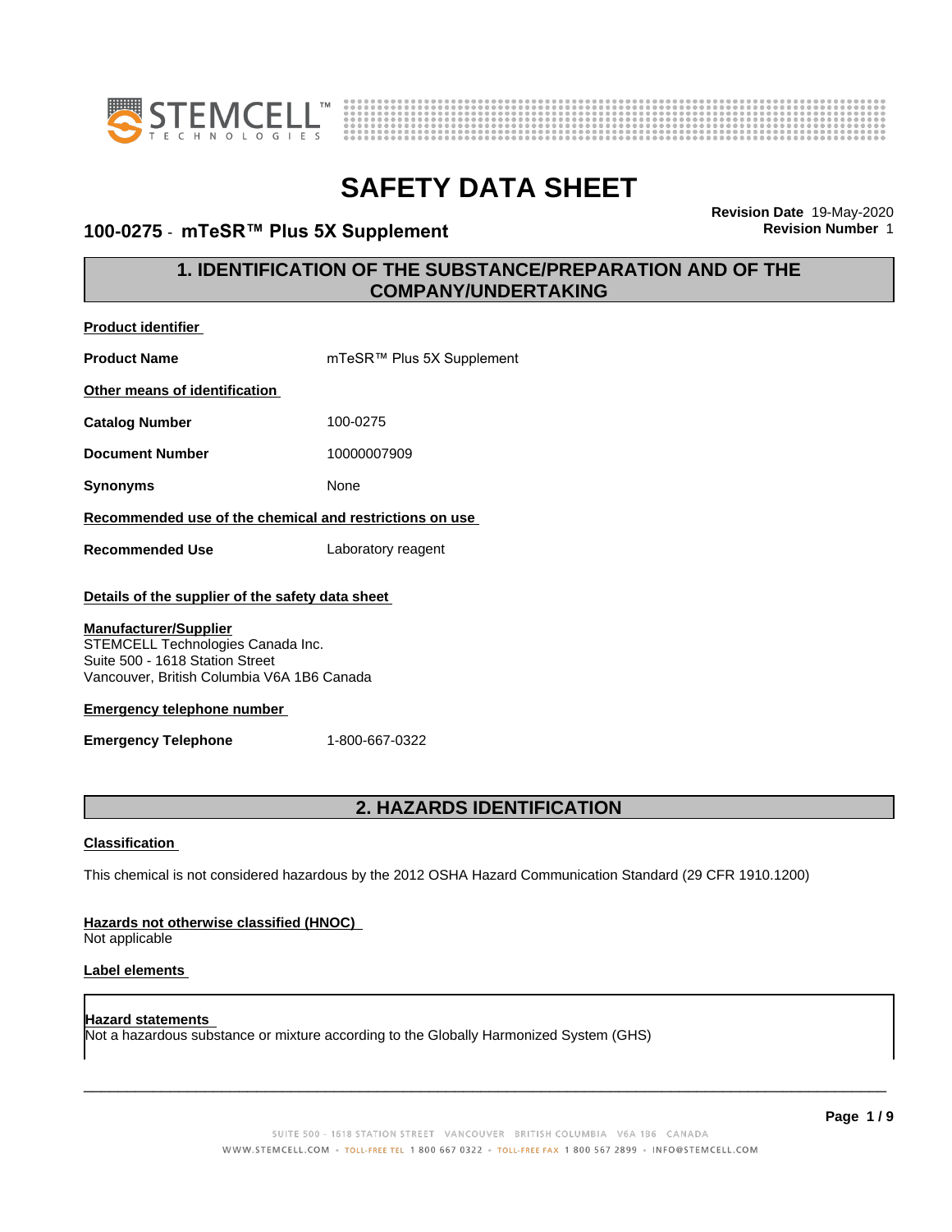# SAFETY DATA SHEET

**100-0275 - mTeSR™ Plus 5X Supplement**

**Revision Date** 19-May-2020
**Revision Number** 1

## 1. IDENTIFICATION OF THE SUBSTANCE/PREPARATION AND OF THE COMPANY/UNDERTAKING

**Product identifier**

**Product Name** mTeSR™ Plus 5X Supplement

**Other means of identification**

**Catalog Number** 100-0275

**Document Number** 10000007909

**Synonyms** None

**Recommended use of the chemical and restrictions on use**

**Recommended Use** Laboratory reagent

**Details of the supplier of the safety data sheet**

**Manufacturer/Supplier**
STEMCELL Technologies Canada Inc.
Suite 500 - 1618 Station Street
Vancouver, British Columbia V6A 1B6 Canada

**Emergency telephone number**

**Emergency Telephone** 1-800-667-0322

## 2. HAZARDS IDENTIFICATION

**Classification**

This chemical is not considered hazardous by the 2012 OSHA Hazard Communication Standard (29 CFR 1910.1200)

**Hazards not otherwise classified (HNOC)**
Not applicable

**Label elements**

**Hazard statements**
Not a hazardous substance or mixture according to the Globally Harmonized System (GHS)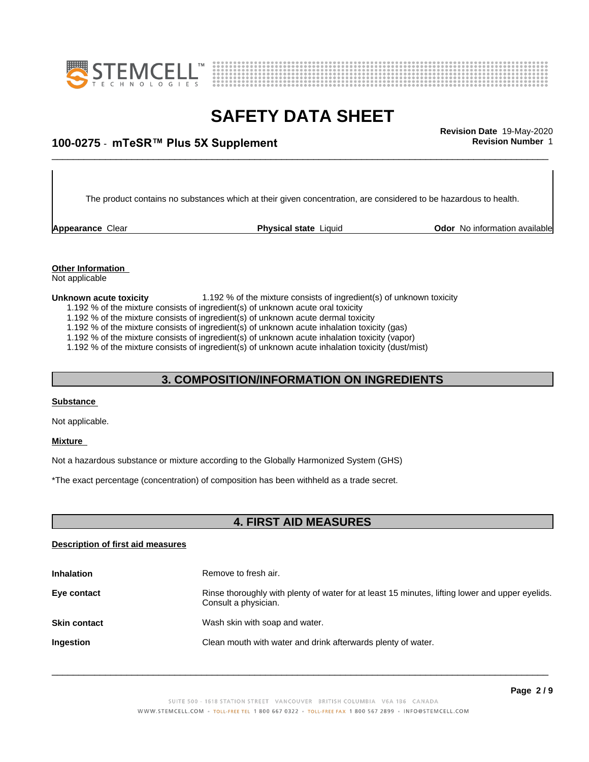The product contains no substances which at their given concentration, are considered to be hazardous to health.

| **Appearance** Clear | **Physical state** Liquid | **Odor** No information available |
|---|---|---|

**Other Information**
Not applicable

**Unknown acute toxicity** 1.192 % of the mixture consists of ingredient(s) of unknown toxicity

1.192 % of the mixture consists of ingredient(s) of unknown acute oral toxicity
1.192 % of the mixture consists of ingredient(s) of unknown acute dermal toxicity
1.192 % of the mixture consists of ingredient(s) of unknown acute inhalation toxicity (gas)
1.192 % of the mixture consists of ingredient(s) of unknown acute inhalation toxicity (vapor)
1.192 % of the mixture consists of ingredient(s) of unknown acute inhalation toxicity (dust/mist)

## 3. COMPOSITION/INFORMATION ON INGREDIENTS

**Substance**

Not applicable.

**Mixture**

Not a hazardous substance or mixture according to the Globally Harmonized System (GHS)

*The exact percentage (concentration) of composition has been withheld as a trade secret.

## 4. FIRST AID MEASURES

**Description of first aid measures**

| | |
|---|---|
| **Inhalation** | Remove to fresh air. |
| **Eye contact** | Rinse thoroughly with plenty of water for at least 15 minutes, lifting lower and upper eyelids. Consult a physician. |
| **Skin contact** | Wash skin with soap and water. |
| **Ingestion** | Clean mouth with water and drink afterwards plenty of water. |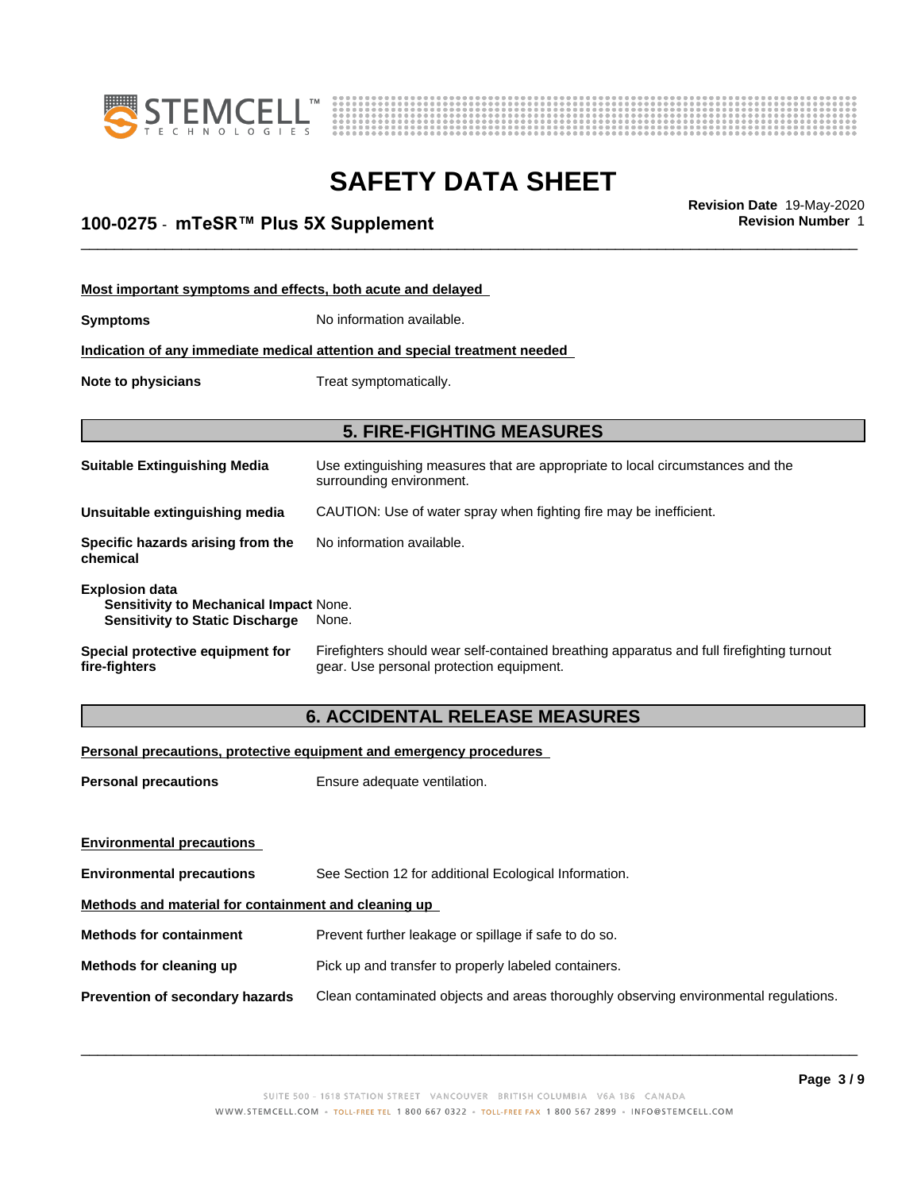**Most important symptoms and effects, both acute and delayed**

**Symptoms** No information available.

**Indication of any immediate medical attention and special treatment needed**

**Note to physicians** Treat symptomatically.

## 5. FIRE-FIGHTING MEASURES

**Suitable Extinguishing Media** Use extinguishing measures that are appropriate to local circumstances and the surrounding environment.

**Unsuitable extinguishing media** CAUTION: Use of water spray when fighting fire may be inefficient.

**Specific hazards arising from the chemical** No information available.

**Explosion data**
**Sensitivity to Mechanical Impact** None.
**Sensitivity to Static Discharge** None.

**Special protective equipment for fire-fighters** Firefighters should wear self-contained breathing apparatus and full firefighting turnout gear. Use personal protection equipment.

## 6. ACCIDENTAL RELEASE MEASURES

**Personal precautions, protective equipment and emergency procedures**

**Personal precautions** Ensure adequate ventilation.

**Environmental precautions**

**Environmental precautions** See Section 12 for additional Ecological Information.

**Methods and material for containment and cleaning up**

**Methods for containment** Prevent further leakage or spillage if safe to do so.

**Methods for cleaning up** Pick up and transfer to properly labeled containers.

**Prevention of secondary hazards** Clean contaminated objects and areas thoroughly observing environmental regulations.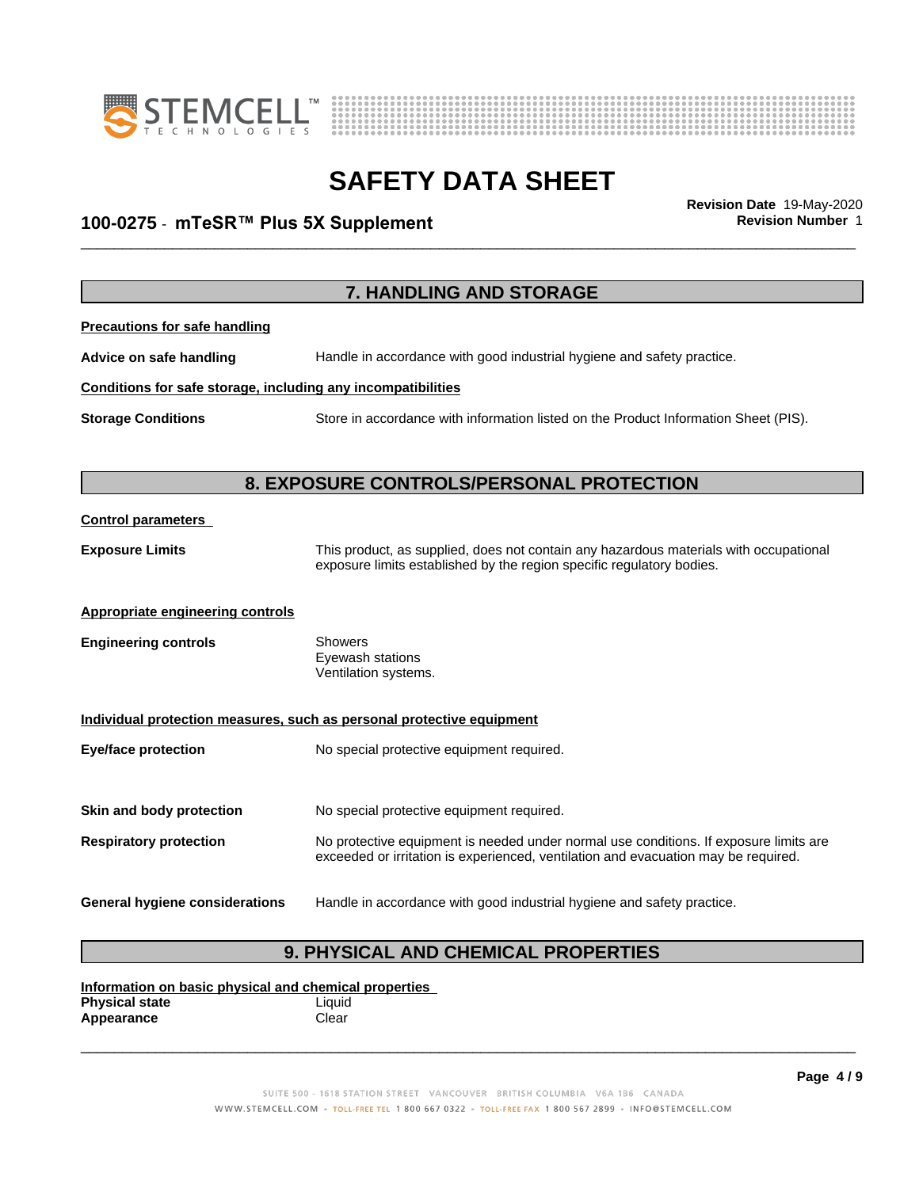## 7. HANDLING AND STORAGE

**Precautions for safe handling**

**Advice on safe handling** Handle in accordance with good industrial hygiene and safety practice.

**Conditions for safe storage, including any incompatibilities**

**Storage Conditions** Store in accordance with information listed on the Product Information Sheet (PIS).

## 8. EXPOSURE CONTROLS/PERSONAL PROTECTION

**Control parameters**

**Exposure Limits** This product, as supplied, does not contain any hazardous materials with occupational exposure limits established by the region specific regulatory bodies.

**Appropriate engineering controls**

**Engineering controls** Showers
Eyewash stations
Ventilation systems.

**Individual protection measures, such as personal protective equipment**

**Eye/face protection** No special protective equipment required.

**Skin and body protection** No special protective equipment required.

**Respiratory protection** No protective equipment is needed under normal use conditions. If exposure limits are exceeded or irritation is experienced, ventilation and evacuation may be required.

**General hygiene considerations** Handle in accordance with good industrial hygiene and safety practice.

## 9. PHYSICAL AND CHEMICAL PROPERTIES

**Information on basic physical and chemical properties**

**Physical state** Liquid
**Appearance** Clear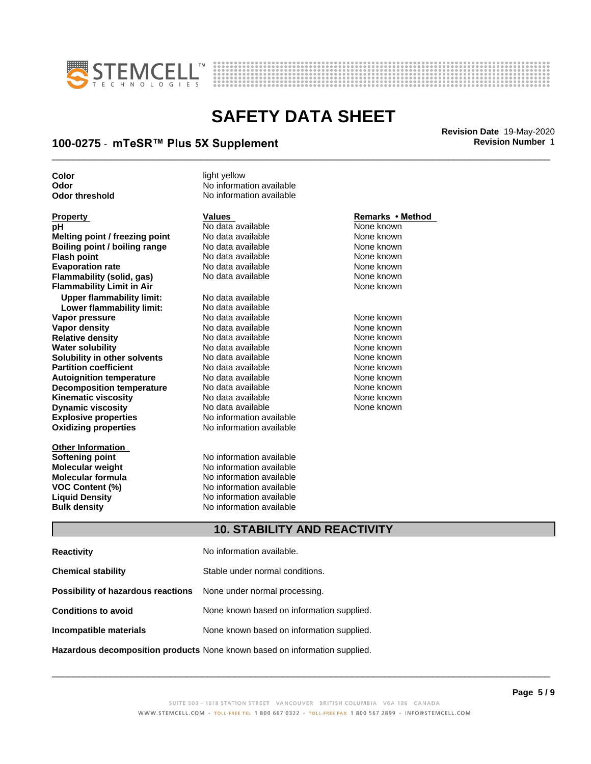| | |
|---|---|
| **Color** | light yellow |
| **Odor** | No information available |
| **Odor threshold** | No information available |

| Property | Values | Remarks • Method |
|---|---|---|
| **pH** | No data available | None known |
| **Melting point / freezing point** | No data available | None known |
| **Boiling point / boiling range** | No data available | None known |
| **Flash point** | No data available | None known |
| **Evaporation rate** | No data available | None known |
| **Flammability (solid, gas)** | No data available | None known |
| **Flammability Limit in Air** | | None known |
| **Upper flammability limit:** | No data available | |
| **Lower flammability limit:** | No data available | |
| **Vapor pressure** | No data available | None known |
| **Vapor density** | No data available | None known |
| **Relative density** | No data available | None known |
| **Water solubility** | No data available | None known |
| **Solubility in other solvents** | No data available | None known |
| **Partition coefficient** | No data available | None known |
| **Autoignition temperature** | No data available | None known |
| **Decomposition temperature** | No data available | None known |
| **Kinematic viscosity** | No data available | None known |
| **Dynamic viscosity** | No data available | None known |
| **Explosive properties** | No information available | |
| **Oxidizing properties** | No information available | |

| Other Information | |
|---|---|
| **Softening point** | No information available |
| **Molecular weight** | No information available |
| **Molecular formula** | No information available |
| **VOC Content (%)** | No information available |
| **Liquid Density** | No information available |
| **Bulk density** | No information available |

## 10. STABILITY AND REACTIVITY

| | |
|---|---|
| **Reactivity** | No information available. |
| **Chemical stability** | Stable under normal conditions. |
| **Possibility of hazardous reactions** | None under normal processing. |
| **Conditions to avoid** | None known based on information supplied. |
| **Incompatible materials** | None known based on information supplied. |
| **Hazardous decomposition products** | None known based on information supplied. |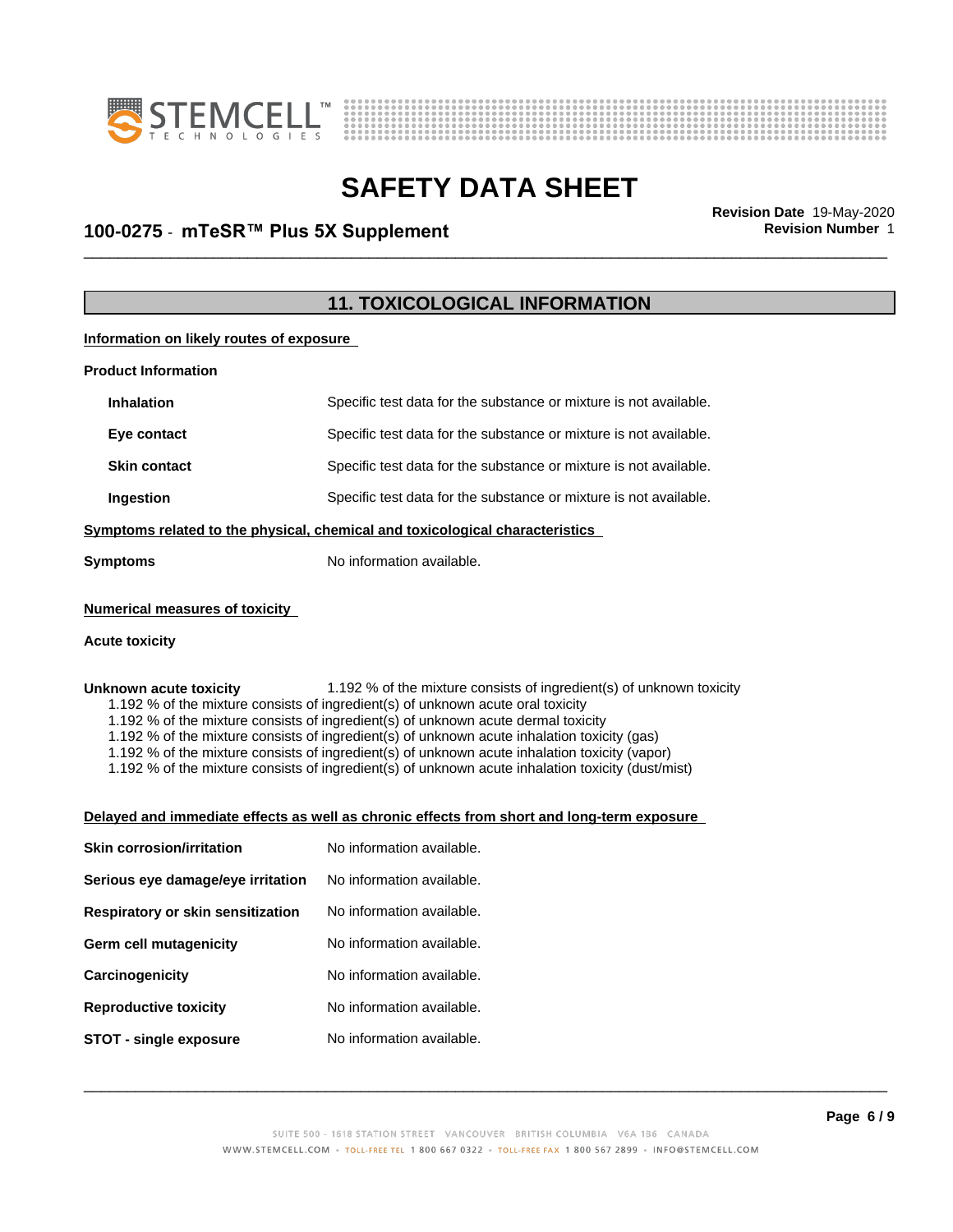## 11. TOXICOLOGICAL INFORMATION

**Information on likely routes of exposure**

**Product Information**

| | |
|---|---|
| **Inhalation** | Specific test data for the substance or mixture is not available. |
| **Eye contact** | Specific test data for the substance or mixture is not available. |
| **Skin contact** | Specific test data for the substance or mixture is not available. |
| **Ingestion** | Specific test data for the substance or mixture is not available. |

**Symptoms related to the physical, chemical and toxicological characteristics**

| | |
|---|---|
| **Symptoms** | No information available. |

**Numerical measures of toxicity**

**Acute toxicity**

**Unknown acute toxicity** 1.192 % of the mixture consists of ingredient(s) of unknown toxicity

1.192 % of the mixture consists of ingredient(s) of unknown acute oral toxicity
1.192 % of the mixture consists of ingredient(s) of unknown acute dermal toxicity
1.192 % of the mixture consists of ingredient(s) of unknown acute inhalation toxicity (gas)
1.192 % of the mixture consists of ingredient(s) of unknown acute inhalation toxicity (vapor)
1.192 % of the mixture consists of ingredient(s) of unknown acute inhalation toxicity (dust/mist)

**Delayed and immediate effects as well as chronic effects from short and long-term exposure**

| | |
|---|---|
| **Skin corrosion/irritation** | No information available. |
| **Serious eye damage/eye irritation** | No information available. |
| **Respiratory or skin sensitization** | No information available. |
| **Germ cell mutagenicity** | No information available. |
| **Carcinogenicity** | No information available. |
| **Reproductive toxicity** | No information available. |
| **STOT - single exposure** | No information available. |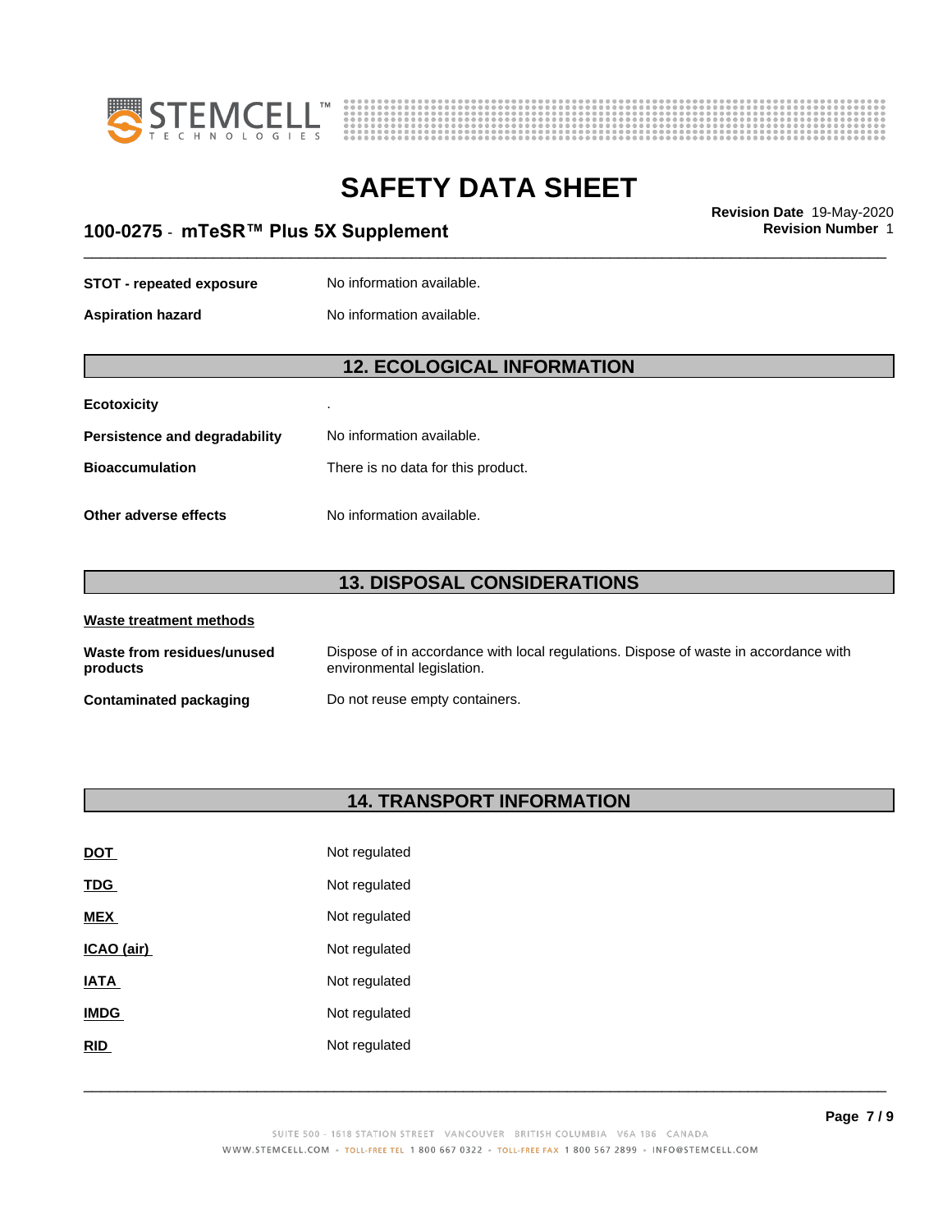| | |
|---|---|
| **STOT - repeated exposure** | No information available. |
| **Aspiration hazard** | No information available. |

## 12. ECOLOGICAL INFORMATION

| | |
|---|---|
| **Ecotoxicity** | . |
| **Persistence and degradability** | No information available. |
| **Bioaccumulation** | There is no data for this product. |
| **Other adverse effects** | No information available. |

## 13. DISPOSAL CONSIDERATIONS

**Waste treatment methods**

| | |
|---|---|
| **Waste from residues/unused products** | Dispose of in accordance with local regulations. Dispose of waste in accordance with environmental legislation. |
| **Contaminated packaging** | Do not reuse empty containers. |

## 14. TRANSPORT INFORMATION

| | |
|---|---|
| **DOT** | Not regulated |
| **TDG** | Not regulated |
| **MEX** | Not regulated |
| **ICAO (air)** | Not regulated |
| **IATA** | Not regulated |
| **IMDG** | Not regulated |
| **RID** | Not regulated |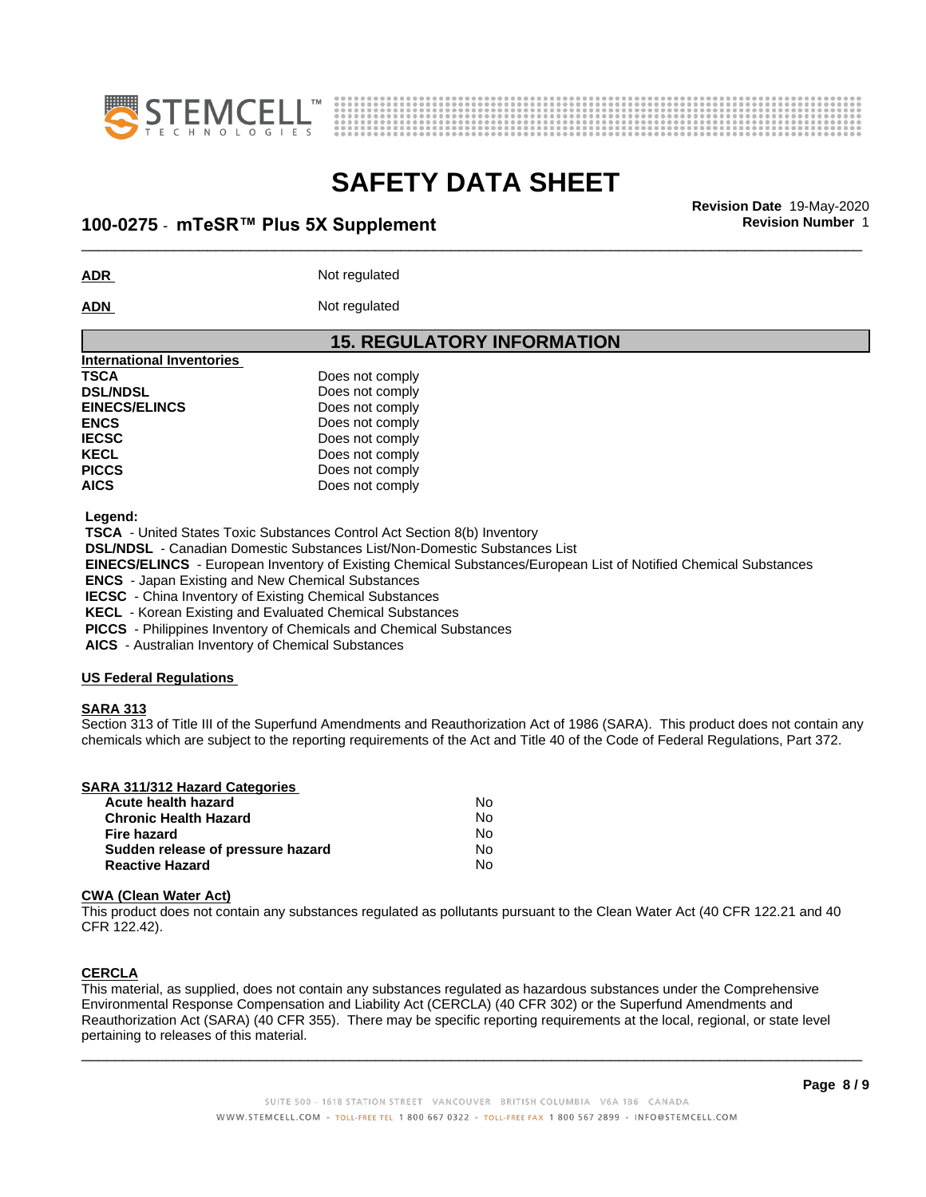**ADR** Not regulated

**ADN** Not regulated

## 15. REGULATORY INFORMATION

| International Inventories | |
|---|---|
| **TSCA** | Does not comply |
| **DSL/NDSL** | Does not comply |
| **EINECS/ELINCS** | Does not comply |
| **ENCS** | Does not comply |
| **IECSC** | Does not comply |
| **KECL** | Does not comply |
| **PICCS** | Does not comply |
| **AICS** | Does not comply |

**Legend:**
**TSCA** - United States Toxic Substances Control Act Section 8(b) Inventory
**DSL/NDSL** - Canadian Domestic Substances List/Non-Domestic Substances List
**EINECS/ELINCS** - European Inventory of Existing Chemical Substances/European List of Notified Chemical Substances
**ENCS** - Japan Existing and New Chemical Substances
**IECSC** - China Inventory of Existing Chemical Substances
**KECL** - Korean Existing and Evaluated Chemical Substances
**PICCS** - Philippines Inventory of Chemicals and Chemical Substances
**AICS** - Australian Inventory of Chemical Substances

### US Federal Regulations

**SARA 313**
Section 313 of Title III of the Superfund Amendments and Reauthorization Act of 1986 (SARA). This product does not contain any chemicals which are subject to the reporting requirements of the Act and Title 40 of the Code of Federal Regulations, Part 372.

| SARA 311/312 Hazard Categories | |
|---|---|
| **Acute health hazard** | No |
| **Chronic Health Hazard** | No |
| **Fire hazard** | No |
| **Sudden release of pressure hazard** | No |
| **Reactive Hazard** | No |

**CWA (Clean Water Act)**
This product does not contain any substances regulated as pollutants pursuant to the Clean Water Act (40 CFR 122.21 and 40 CFR 122.42).

**CERCLA**
This material, as supplied, does not contain any substances regulated as hazardous substances under the Comprehensive Environmental Response Compensation and Liability Act (CERCLA) (40 CFR 302) or the Superfund Amendments and Reauthorization Act (SARA) (40 CFR 355). There may be specific reporting requirements at the local, regional, or state level pertaining to releases of this material.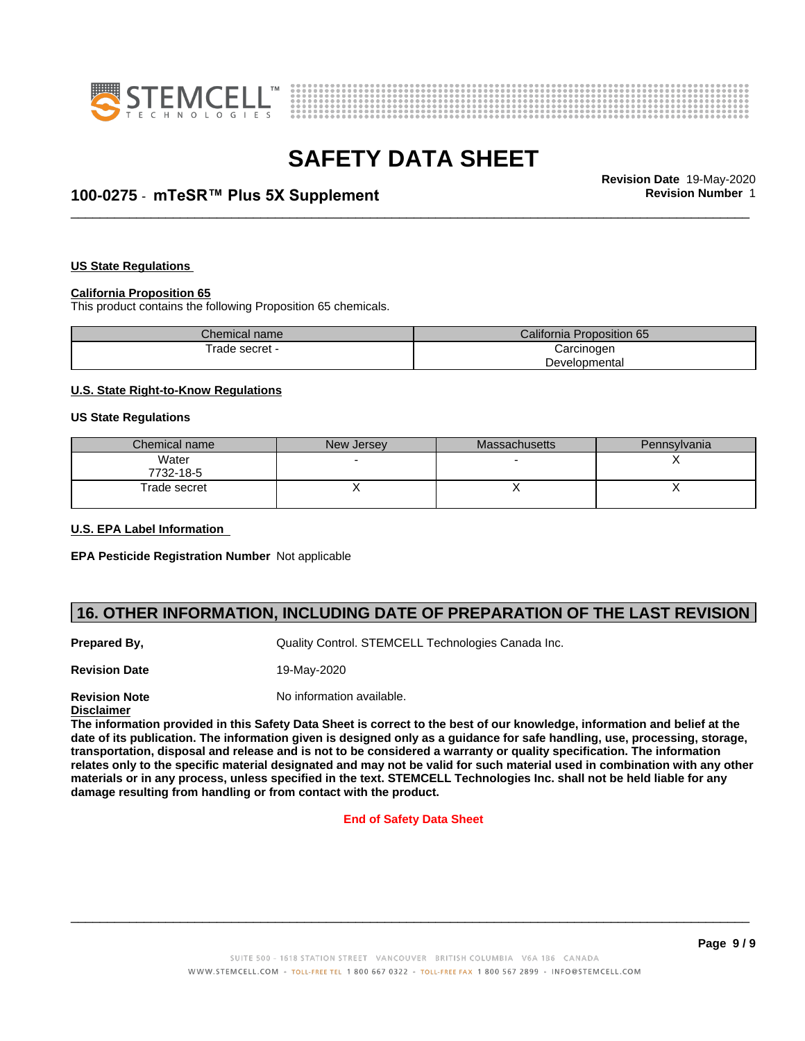#### US State Regulations

**California Proposition 65**

This product contains the following Proposition 65 chemicals.

| Chemical name | California Proposition 65 |
|---|---|
| Trade secret - | Carcinogen<br>Developmental |

#### U.S. State Right-to-Know Regulations

**US State Regulations**

| Chemical name | New Jersey | Massachusetts | Pennsylvania |
|---|---|---|---|
| Water<br>7732-18-5 | - | - | X |
| Trade secret | X | X | X |

#### U.S. EPA Label Information

**EPA Pesticide Registration Number** Not applicable

## 16. OTHER INFORMATION, INCLUDING DATE OF PREPARATION OF THE LAST REVISION

**Prepared By,** Quality Control. STEMCELL Technologies Canada Inc.

**Revision Date** 19-May-2020

**Revision Note** No information available.

**Disclaimer**

**The information provided in this Safety Data Sheet is correct to the best of our knowledge, information and belief at the date of its publication. The information given is designed only as a guidance for safe handling, use, processing, storage, transportation, disposal and release and is not to be considered a warranty or quality specification. The information relates only to the specific material designated and may not be valid for such material used in combination with any other materials or in any process, unless specified in the text. STEMCELL Technologies Inc. shall not be held liable for any damage resulting from handling or from contact with the product.**

**End of Safety Data Sheet**